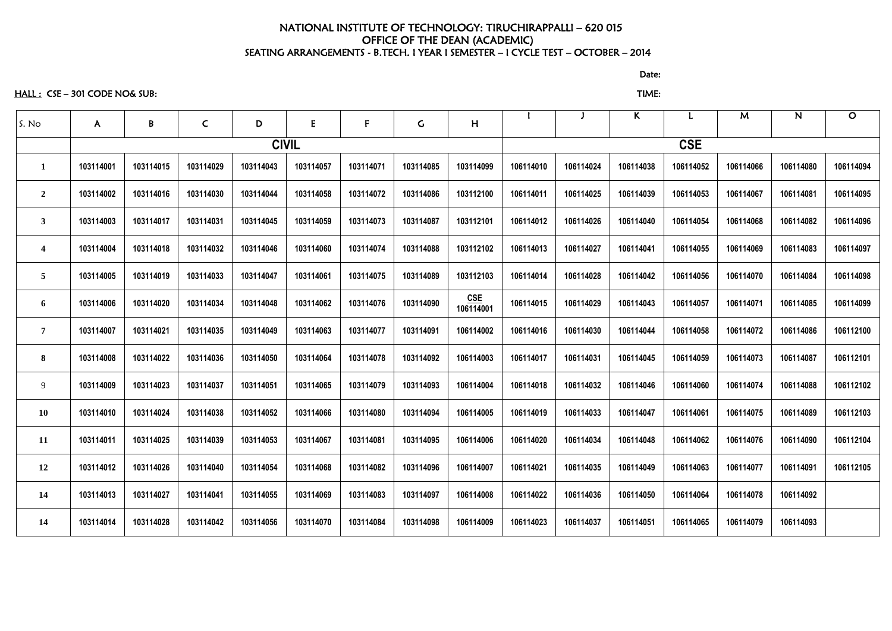NATIONAL INSTITUTE OF TECHNOLOGY: TIRUCHIRAPPALLI – 620 015
OFFICE OF THE DEAN (ACADEMIC)
SEATING ARRANGEMENTS - B.TECH. I YEAR I SEMESTER – I CYCLE TEST – OCTOBER – 2014

Date:

HALL : CSE – 301 CODE NO& SUB: TIME:

| S. No | A | B | C | D | E | F | G | H | I | J | K | L | M | N | O |
|---|---|---|---|---|---|---|---|---|---|---|---|---|---|---|---|
| | CIVIL | | | | | | | | CSE | | | | | | |
| 1 | 103114001 | 103114015 | 103114029 | 103114043 | 103114057 | 103114071 | 103114085 | 103114099 | 106114010 | 106114024 | 106114038 | 106114052 | 106114066 | 106114080 | 106114094 |
| 2 | 103114002 | 103114016 | 103114030 | 103114044 | 103114058 | 103114072 | 103114086 | 103112100 | 106114011 | 106114025 | 106114039 | 106114053 | 106114067 | 106114081 | 106114095 |
| 3 | 103114003 | 103114017 | 103114031 | 103114045 | 103114059 | 103114073 | 103114087 | 103112101 | 106114012 | 106114026 | 106114040 | 106114054 | 106114068 | 106114082 | 106114096 |
| 4 | 103114004 | 103114018 | 103114032 | 103114046 | 103114060 | 103114074 | 103114088 | 103112102 | 106114013 | 106114027 | 106114041 | 106114055 | 106114069 | 106114083 | 106114097 |
| 5 | 103114005 | 103114019 | 103114033 | 103114047 | 103114061 | 103114075 | 103114089 | 103112103 | 106114014 | 106114028 | 106114042 | 106114056 | 106114070 | 106114084 | 106114098 |
| 6 | 103114006 | 103114020 | 103114034 | 103114048 | 103114062 | 103114076 | 103114090 | CSE 106114001 | 106114015 | 106114029 | 106114043 | 106114057 | 106114071 | 106114085 | 106114099 |
| 7 | 103114007 | 103114021 | 103114035 | 103114049 | 103114063 | 103114077 | 103114091 | 106114002 | 106114016 | 106114030 | 106114044 | 106114058 | 106114072 | 106114086 | 106112100 |
| 8 | 103114008 | 103114022 | 103114036 | 103114050 | 103114064 | 103114078 | 103114092 | 106114003 | 106114017 | 106114031 | 106114045 | 106114059 | 106114073 | 106114087 | 106112101 |
| 9 | 103114009 | 103114023 | 103114037 | 103114051 | 103114065 | 103114079 | 103114093 | 106114004 | 106114018 | 106114032 | 106114046 | 106114060 | 106114074 | 106114088 | 106112102 |
| 10 | 103114010 | 103114024 | 103114038 | 103114052 | 103114066 | 103114080 | 103114094 | 106114005 | 106114019 | 106114033 | 106114047 | 106114061 | 106114075 | 106114089 | 106112103 |
| 11 | 103114011 | 103114025 | 103114039 | 103114053 | 103114067 | 103114081 | 103114095 | 106114006 | 106114020 | 106114034 | 106114048 | 106114062 | 106114076 | 106114090 | 106112104 |
| 12 | 103114012 | 103114026 | 103114040 | 103114054 | 103114068 | 103114082 | 103114096 | 106114007 | 106114021 | 106114035 | 106114049 | 106114063 | 106114077 | 106114091 | 106112105 |
| 14 | 103114013 | 103114027 | 103114041 | 103114055 | 103114069 | 103114083 | 103114097 | 106114008 | 106114022 | 106114036 | 106114050 | 106114064 | 106114078 | 106114092 | |
| 14 | 103114014 | 103114028 | 103114042 | 103114056 | 103114070 | 103114084 | 103114098 | 106114009 | 106114023 | 106114037 | 106114051 | 106114065 | 106114079 | 106114093 | |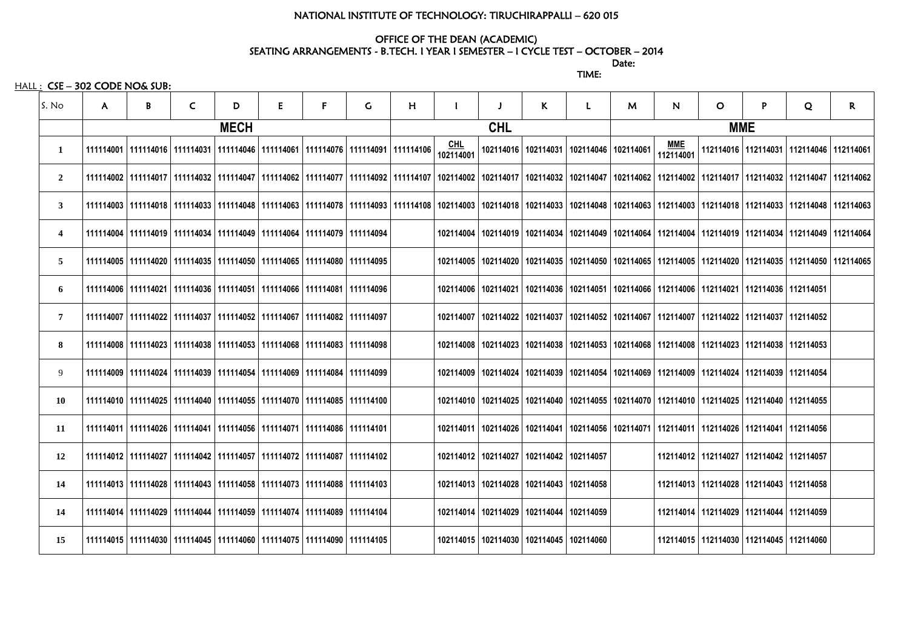NATIONAL INSTITUTE OF TECHNOLOGY: TIRUCHIRAPPALLI – 620 015

OFFICE OF THE DEAN (ACADEMIC)
SEATING ARRANGEMENTS - B.TECH. I YEAR I SEMESTER – I CYCLE TEST – OCTOBER – 2014

Date:

TIME:

HALL : CSE – 302 CODE NO& SUB:

| S. No | A | B | C | D | E | F | G | H | I | J | K | L | M | N | O | P | Q | R |
|---|---|---|---|---|---|---|---|---|---|---|---|---|---|---|---|---|---|---|
| | MECH | | | | | | | | CHL | | | | | MME | | | | |
| 1 | 111114001 | 111114016 | 111114031 | 111114046 | 111114061 | 111114076 | 111114091 | 111114106 | CHL 102114001 | 102114016 | 102114031 | 102114046 | 102114061 | MME 112114001 | 112114016 | 112114031 | 112114046 | 112114061 |
| 2 | 111114002 | 111114017 | 111114032 | 111114047 | 111114062 | 111114077 | 111114092 | 111114107 | 102114002 | 102114017 | 102114032 | 102114047 | 102114062 | 112114002 | 112114017 | 112114032 | 112114047 | 112114062 |
| 3 | 111114003 | 111114018 | 111114033 | 111114048 | 111114063 | 111114078 | 111114093 | 111114108 | 102114003 | 102114018 | 102114033 | 102114048 | 102114063 | 112114003 | 112114018 | 112114033 | 112114048 | 112114063 |
| 4 | 111114004 | 111114019 | 111114034 | 111114049 | 111114064 | 111114079 | 111114094 | | 102114004 | 102114019 | 102114034 | 102114049 | 102114064 | 112114004 | 112114019 | 112114034 | 112114049 | 112114064 |
| 5 | 111114005 | 111114020 | 111114035 | 111114050 | 111114065 | 111114080 | 111114095 | | 102114005 | 102114020 | 102114035 | 102114050 | 102114065 | 112114005 | 112114020 | 112114035 | 112114050 | 112114065 |
| 6 | 111114006 | 111114021 | 111114036 | 111114051 | 111114066 | 111114081 | 111114096 | | 102114006 | 102114021 | 102114036 | 102114051 | 102114066 | 112114006 | 112114021 | 112114036 | 112114051 | |
| 7 | 111114007 | 111114022 | 111114037 | 111114052 | 111114067 | 111114082 | 111114097 | | 102114007 | 102114022 | 102114037 | 102114052 | 102114067 | 112114007 | 112114022 | 112114037 | 112114052 | |
| 8 | 111114008 | 111114023 | 111114038 | 111114053 | 111114068 | 111114083 | 111114098 | | 102114008 | 102114023 | 102114038 | 102114053 | 102114068 | 112114008 | 112114023 | 112114038 | 112114053 | |
| 9 | 111114009 | 111114024 | 111114039 | 111114054 | 111114069 | 111114084 | 111114099 | | 102114009 | 102114024 | 102114039 | 102114054 | 102114069 | 112114009 | 112114024 | 112114039 | 112114054 | |
| 10 | 111114010 | 111114025 | 111114040 | 111114055 | 111114070 | 111114085 | 111114100 | | 102114010 | 102114025 | 102114040 | 102114055 | 102114070 | 112114010 | 112114025 | 112114040 | 112114055 | |
| 11 | 111114011 | 111114026 | 111114041 | 111114056 | 111114071 | 111114086 | 111114101 | | 102114011 | 102114026 | 102114041 | 102114056 | 102114071 | 112114011 | 112114026 | 112114041 | 112114056 | |
| 12 | 111114012 | 111114027 | 111114042 | 111114057 | 111114072 | 111114087 | 111114102 | | 102114012 | 102114027 | 102114042 | 102114057 | | 112114012 | 112114027 | 112114042 | 112114057 | |
| 14 | 111114013 | 111114028 | 111114043 | 111114058 | 111114073 | 111114088 | 111114103 | | 102114013 | 102114028 | 102114043 | 102114058 | | 112114013 | 112114028 | 112114043 | 112114058 | |
| 14 | 111114014 | 111114029 | 111114044 | 111114059 | 111114074 | 111114089 | 111114104 | | 102114014 | 102114029 | 102114044 | 102114059 | | 112114014 | 112114029 | 112114044 | 112114059 | |
| 15 | 111114015 | 111114030 | 111114045 | 111114060 | 111114075 | 111114090 | 111114105 | | 102114015 | 102114030 | 102114045 | 102114060 | | 112114015 | 112114030 | 112114045 | 112114060 | |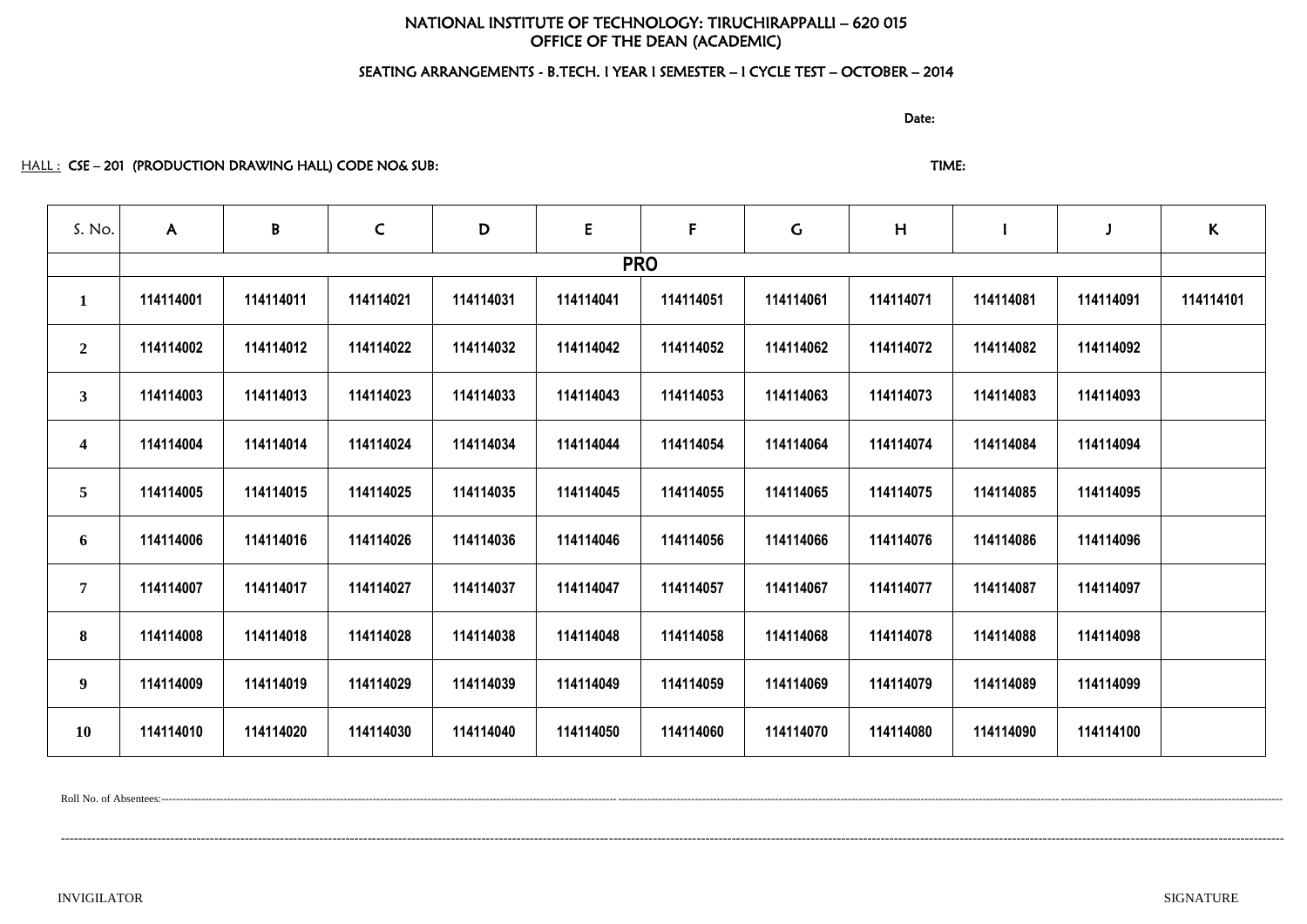NATIONAL INSTITUTE OF TECHNOLOGY: TIRUCHIRAPPALLI – 620 015
OFFICE OF THE DEAN (ACADEMIC)

SEATING ARRANGEMENTS - B.TECH. I YEAR I SEMESTER – I CYCLE TEST – OCTOBER – 2014

Date:

HALL : CSE – 201 (PRODUCTION DRAWING HALL) CODE NO& SUB: TIME:

| S. No. | A | B | C | D | E | F | G | H | I | J | K |
|---|---|---|---|---|---|---|---|---|---|---|---|
| | PRO | | | | | | | | | | |
| 1 | 114114001 | 114114011 | 114114021 | 114114031 | 114114041 | 114114051 | 114114061 | 114114071 | 114114081 | 114114091 | 114114101 |
| 2 | 114114002 | 114114012 | 114114022 | 114114032 | 114114042 | 114114052 | 114114062 | 114114072 | 114114082 | 114114092 | |
| 3 | 114114003 | 114114013 | 114114023 | 114114033 | 114114043 | 114114053 | 114114063 | 114114073 | 114114083 | 114114093 | |
| 4 | 114114004 | 114114014 | 114114024 | 114114034 | 114114044 | 114114054 | 114114064 | 114114074 | 114114084 | 114114094 | |
| 5 | 114114005 | 114114015 | 114114025 | 114114035 | 114114045 | 114114055 | 114114065 | 114114075 | 114114085 | 114114095 | |
| 6 | 114114006 | 114114016 | 114114026 | 114114036 | 114114046 | 114114056 | 114114066 | 114114076 | 114114086 | 114114096 | |
| 7 | 114114007 | 114114017 | 114114027 | 114114037 | 114114047 | 114114057 | 114114067 | 114114077 | 114114087 | 114114097 | |
| 8 | 114114008 | 114114018 | 114114028 | 114114038 | 114114048 | 114114058 | 114114068 | 114114078 | 114114088 | 114114098 | |
| 9 | 114114009 | 114114019 | 114114029 | 114114039 | 114114049 | 114114059 | 114114069 | 114114079 | 114114089 | 114114099 | |
| 10 | 114114010 | 114114020 | 114114030 | 114114040 | 114114050 | 114114060 | 114114070 | 114114080 | 114114090 | 114114100 | |

Roll No. of Absentees:------------------------------------------------------------------------------------------------------------------------------------------

------------------------------------------------------------------------------------------------------------------------------------------

INVIGILATOR SIGNATURE